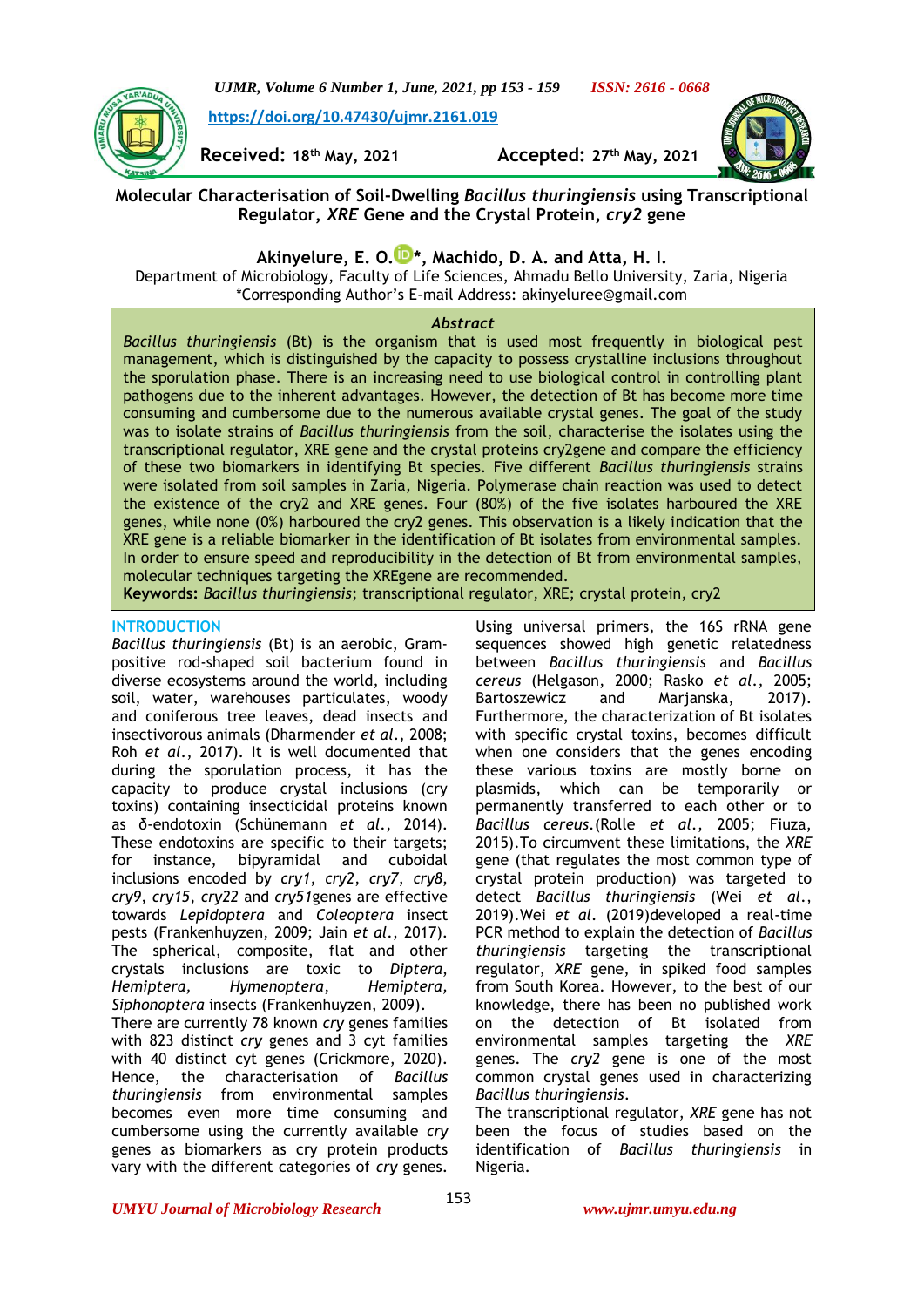# Molecular Characterisation of Soil-Dwelling *Bacillus thuringiensis* using Transcriptional Regulator, *XRE* Gene and the Crystal Protein, *cry2* gene

https://doi.org/10.47430/ujmr.2161.019

**Received:** 18th May, 2021 **Accepted:** 27th May, 2021

**Akinyelure, E. O.\*, Machido, D. A. and Atta, H. I.**

Department of Microbiology, Faculty of Life Sciences, Ahmadu Bello University, Zaria, Nigeria

\*Corresponding Author's E-mail Address: akinyeluree@gmail.com

## *Abstract*

*Bacillus thuringiensis* (Bt) is the organism that is used most frequently in biological pest management, which is distinguished by the capacity to possess crystalline inclusions throughout the sporulation phase. There is an increasing need to use biological control in controlling plant pathogens due to the inherent advantages. However, the detection of Bt has become more time consuming and cumbersome due to the numerous available crystal genes. The goal of the study was to isolate strains of *Bacillus thuringiensis* from the soil, characterise the isolates using the transcriptional regulator, XRE gene and the crystal proteins cry2gene and compare the efficiency of these two biomarkers in identifying Bt species. Five different *Bacillus thuringiensis* strains were isolated from soil samples in Zaria, Nigeria. Polymerase chain reaction was used to detect the existence of the cry2 and XRE genes. Four (80%) of the five isolates harboured the XRE genes, while none (0%) harboured the cry2 genes. This observation is a likely indication that the XRE gene is a reliable biomarker in the identification of Bt isolates from environmental samples. In order to ensure speed and reproducibility in the detection of Bt from environmental samples, molecular techniques targeting the XREgene are recommended.

**Keywords:** *Bacillus thuringiensis*; transcriptional regulator, XRE; crystal protein, cry2

## INTRODUCTION

*Bacillus thuringiensis* (Bt) is an aerobic, Gram-positive rod-shaped soil bacterium found in diverse ecosystems around the world, including soil, water, warehouses particulates, woody and coniferous tree leaves, dead insects and insectivorous animals (Dharmender *et al*., 2008; Roh *et al*., 2017). It is well documented that during the sporulation process, it has the capacity to produce crystal inclusions (cry toxins) containing insecticidal proteins known as δ-endotoxin (Schünemann *et al*., 2014). These endotoxins are specific to their targets; for instance, bipyramidal and cuboidal inclusions encoded by *cry1*, *cry2*, *cry7*, *cry8*, *cry9*, *cry15*, *cry22* and *cry51*genes are effective towards *Lepidoptera* and *Coleoptera* insect pests (Frankenhuyzen, 2009; Jain *et al*., 2017). The spherical, composite, flat and other crystals inclusions are toxic to *Diptera*, *Hemiptera*, *Hymenoptera*, *Hemiptera*, *Siphonoptera* insects (Frankenhuyzen, 2009).

There are currently 78 known *cry* genes families with 823 distinct *cry* genes and 3 cyt families with 40 distinct cyt genes (Crickmore, 2020). Hence, the characterisation of *Bacillus thuringiensis* from environmental samples becomes even more time consuming and cumbersome using the currently available *cry* genes as biomarkers as cry protein products vary with the different categories of *cry* genes. Using universal primers, the 16S rRNA gene sequences showed high genetic relatedness between *Bacillus thuringiensis* and *Bacillus cereus* (Helgason, 2000; Rasko *et al*., 2005; Bartoszewicz and Marjanska, 2017). Furthermore, the characterization of Bt isolates with specific crystal toxins, becomes difficult when one considers that the genes encoding these various toxins are mostly borne on plasmids, which can be temporarily or permanently transferred to each other or to *Bacillus cereus*.(Rolle *et al*., 2005; Fiuza, 2015).To circumvent these limitations, the *XRE* gene (that regulates the most common type of crystal protein production) was targeted to detect *Bacillus thuringiensis* (Wei *et al*., 2019).Wei *et al*. (2019)developed a real-time PCR method to explain the detection of *Bacillus thuringiensis* targeting the transcriptional regulator, *XRE* gene, in spiked food samples from South Korea. However, to the best of our knowledge, there has been no published work on the detection of Bt isolated from environmental samples targeting the *XRE* genes. The *cry2* gene is one of the most common crystal genes used in characterizing *Bacillus thuringiensis*.

The transcriptional regulator, *XRE* gene has not been the focus of studies based on the identification of *Bacillus thuringiensis* in Nigeria.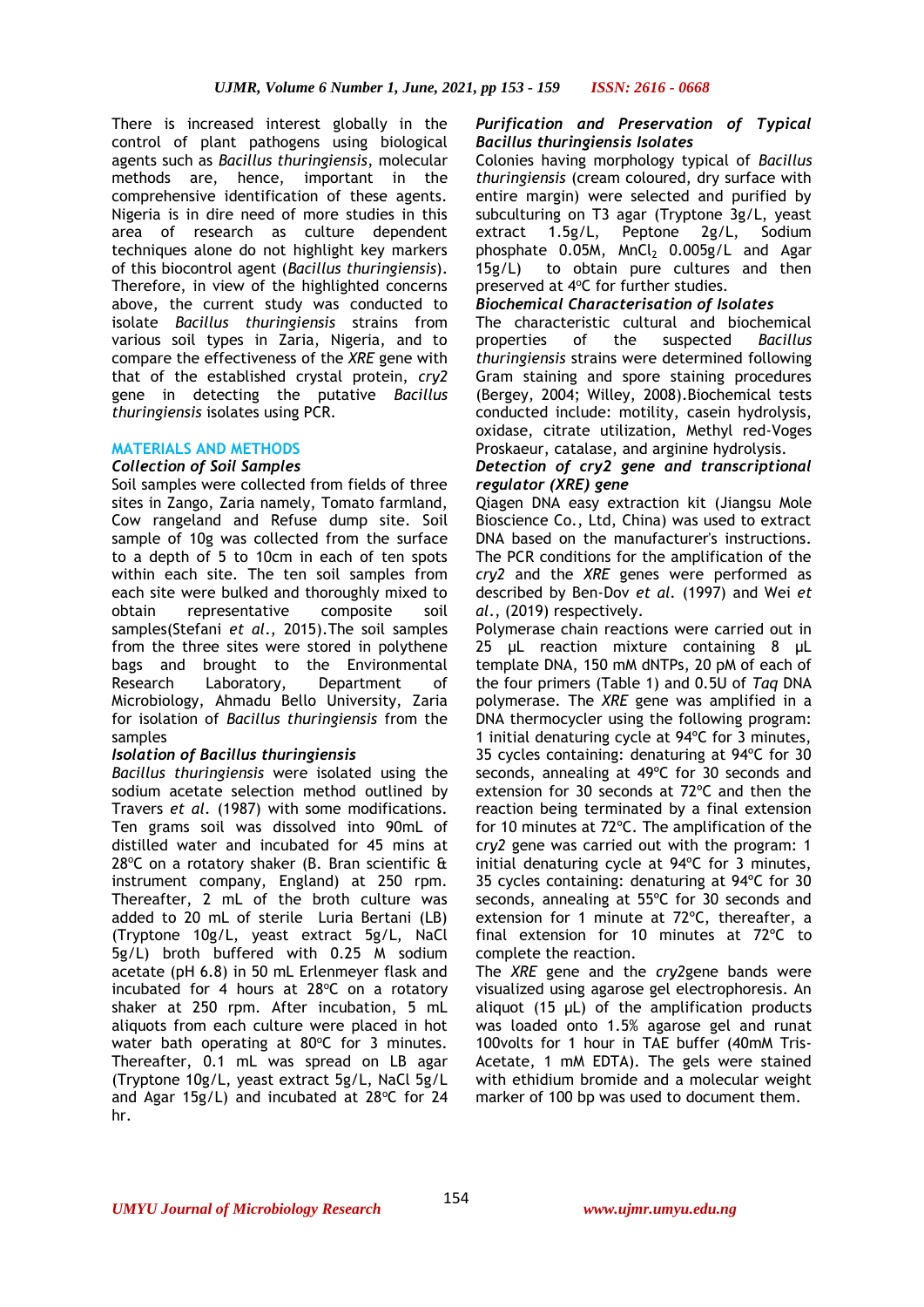There is increased interest globally in the control of plant pathogens using biological agents such as *Bacillus thuringiensis*, molecular methods are, hence, important in the comprehensive identification of these agents. Nigeria is in dire need of more studies in this area of research as culture dependent techniques alone do not highlight key markers of this biocontrol agent (*Bacillus thuringiensis*). Therefore, in view of the highlighted concerns above, the current study was conducted to isolate *Bacillus thuringiensis* strains from various soil types in Zaria, Nigeria, and to compare the effectiveness of the *XRE* gene with that of the established crystal protein, *cry2* gene in detecting the putative *Bacillus thuringiensis* isolates using PCR.

## MATERIALS AND METHODS

### *Collection of Soil Samples*

Soil samples were collected from fields of three sites in Zango, Zaria namely, Tomato farmland, Cow rangeland and Refuse dump site. Soil sample of 10g was collected from the surface to a depth of 5 to 10cm in each of ten spots within each site. The ten soil samples from each site were bulked and thoroughly mixed to obtain representative composite soil samples(Stefani *et al*., 2015).The soil samples from the three sites were stored in polythene bags and brought to the Environmental Research Laboratory, Department of Microbiology, Ahmadu Bello University, Zaria for isolation of *Bacillus thuringiensis* from the samples

### *Isolation of Bacillus thuringiensis*

*Bacillus thuringiensis* were isolated using the sodium acetate selection method outlined by Travers *et al*. (1987) with some modifications. Ten grams soil was dissolved into 90mL of distilled water and incubated for 45 mins at 28°C on a rotatory shaker (B. Bran scientific & instrument company, England) at 250 rpm. Thereafter, 2 mL of the broth culture was added to 20 mL of sterile Luria Bertani (LB) (Tryptone 10g/L, yeast extract 5g/L, NaCl 5g/L) broth buffered with 0.25 M sodium acetate (pH 6.8) in 50 mL Erlenmeyer flask and incubated for 4 hours at 28°C on a rotatory shaker at 250 rpm. After incubation, 5 mL aliquots from each culture were placed in hot water bath operating at 80°C for 3 minutes. Thereafter, 0.1 mL was spread on LB agar (Tryptone 10g/L, yeast extract 5g/L, NaCl 5g/L and Agar 15g/L) and incubated at 28°C for 24 hr.

### *Purification and Preservation of Typical Bacillus thuringiensis Isolates*

Colonies having morphology typical of *Bacillus thuringiensis* (cream coloured, dry surface with entire margin) were selected and purified by subculturing on T3 agar (Tryptone 3g/L, yeast extract 1.5g/L, Peptone 2g/L, Sodium phosphate 0.05M, $MnCl_2$ 0.005g/L and Agar 15g/L) to obtain pure cultures and then preserved at 4°C for further studies.

### *Biochemical Characterisation of Isolates*

The characteristic cultural and biochemical properties of the suspected *Bacillus thuringiensis* strains were determined following Gram staining and spore staining procedures (Bergey, 2004; Willey, 2008).Biochemical tests conducted include: motility, casein hydrolysis, oxidase, citrate utilization, Methyl red-Voges Proskaeur, catalase, and arginine hydrolysis.

### *Detection of cry2 gene and transcriptional regulator (XRE) gene*

Qiagen DNA easy extraction kit (Jiangsu Mole Bioscience Co., Ltd, China) was used to extract DNA based on the manufacturer's instructions. The PCR conditions for the amplification of the *cry2* and the *XRE* genes were performed as described by Ben-Dov *et al.* (1997) and Wei *et al*., (2019) respectively.

Polymerase chain reactions were carried out in 25 µL reaction mixture containing 8 µL template DNA, 150 mM dNTPs, 20 pM of each of the four primers (Table 1) and 0.5U of *Taq* DNA polymerase. The *XRE* gene was amplified in a DNA thermocycler using the following program: 1 initial denaturing cycle at 94°C for 3 minutes, 35 cycles containing: denaturing at 94°C for 30 seconds, annealing at 49°C for 30 seconds and extension for 30 seconds at 72°C and then the reaction being terminated by a final extension for 10 minutes at 72°C. The amplification of the c*ry2* gene was carried out with the program: 1 initial denaturing cycle at 94°C for 3 minutes, 35 cycles containing: denaturing at 94°C for 30 seconds, annealing at 55°C for 30 seconds and extension for 1 minute at 72°C, thereafter, a final extension for 10 minutes at 72°C to complete the reaction.

The *XRE* gene and the *cry2*gene bands were visualized using agarose gel electrophoresis. An aliquot (15 µL) of the amplification products was loaded onto 1.5% agarose gel and runat 100volts for 1 hour in TAE buffer (40mM Tris-Acetate, 1 mM EDTA). The gels were stained with ethidium bromide and a molecular weight marker of 100 bp was used to document them.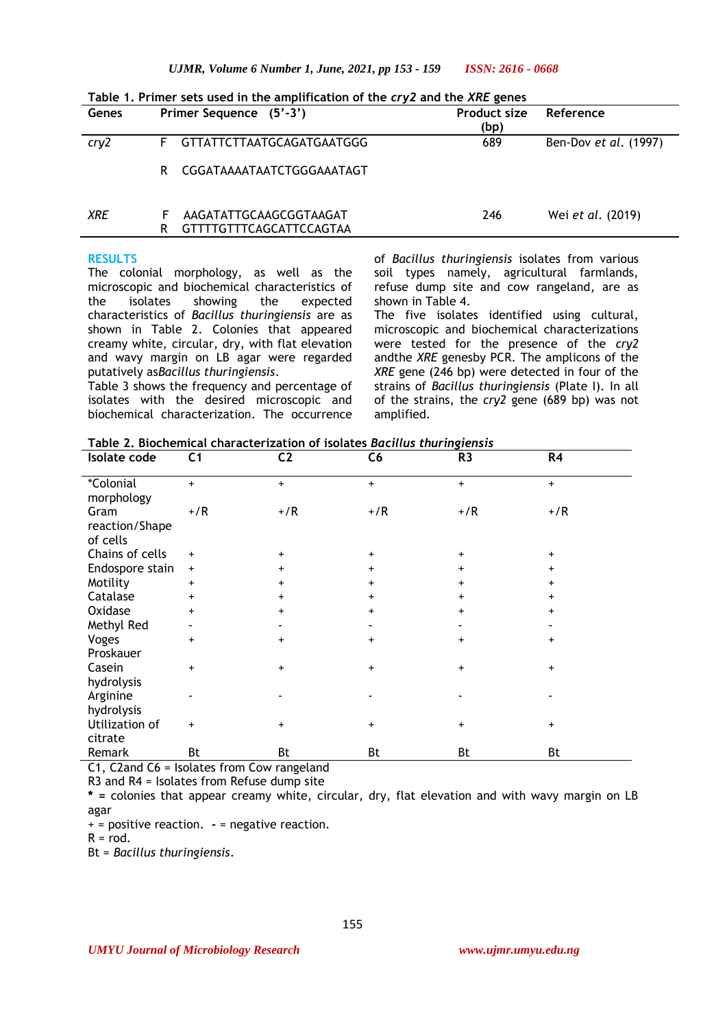**Table 1. Primer sets used in the amplification of the *cry2* and the *XRE* genes**

| Genes | Primer Sequence (5'-3') | Product size (bp) | Reference |
|---|---|---|---|
| *cry2* | F GTTATTCTTAATGCAGATGAATGGG | 689 | Ben-Dov *et al.* (1997) |
| | R CGGATAAAATAATCTGGGAAATAGT | | |
| *XRE* | F AAGATATTGCAAGCGGTAAGAT | 246 | Wei *et al.* (2019) |
| | R GTTTTGTTTCAGCATTCCAGTAA | | |

## RESULTS

The colonial morphology, as well as the microscopic and biochemical characteristics of the isolates showing the expected characteristics of *Bacillus thuringiensis* are as shown in Table 2. Colonies that appeared creamy white, circular, dry, with flat elevation and wavy margin on LB agar were regarded putatively as*Bacillus thuringiensis*.

Table 3 shows the frequency and percentage of isolates with the desired microscopic and biochemical characterization. The occurrence of *Bacillus thuringiensis* isolates from various soil types namely, agricultural farmlands, refuse dump site and cow rangeland, are as shown in Table 4.

The five isolates identified using cultural, microscopic and biochemical characterizations were tested for the presence of the *cry2* andthe *XRE* genesby PCR. The amplicons of the *XRE* gene (246 bp) were detected in four of the strains of *Bacillus thuringiensis* (Plate I). In all of the strains, the *cry2* gene (689 bp) was not amplified.

**Table 2. Biochemical characterization of isolates *Bacillus thuringiensis***

| Isolate code | C1 | C2 | C6 | R3 | R4 |
|---|---|---|---|---|---|
| *Colonial morphology | + | + | + | + | + |
| Gram reaction/Shape of cells | +/R | +/R | +/R | +/R | +/R |
| Chains of cells | + | + | + | + | + |
| Endospore stain | + | + | + | + | + |
| Motility | + | + | + | + | + |
| Catalase | + | + | + | + | + |
| Oxidase | + | + | + | + | + |
| Methyl Red | - | - | - | - | - |
| Voges Proskauer | + | + | + | + | + |
| Casein hydrolysis | + | + | + | + | + |
| Arginine hydrolysis | - | - | - | - | - |
| Utilization of citrate | + | + | + | + | + |
| Remark | Bt | Bt | Bt | Bt | Bt |

C1, C2and C6 = Isolates from Cow rangeland

R3 and R4 = Isolates from Refuse dump site

**\*** = colonies that appear creamy white, circular, dry, flat elevation and with wavy margin on LB agar

+ = positive reaction. **-** = negative reaction.

R = rod.

Bt = *Bacillus thuringiensis*.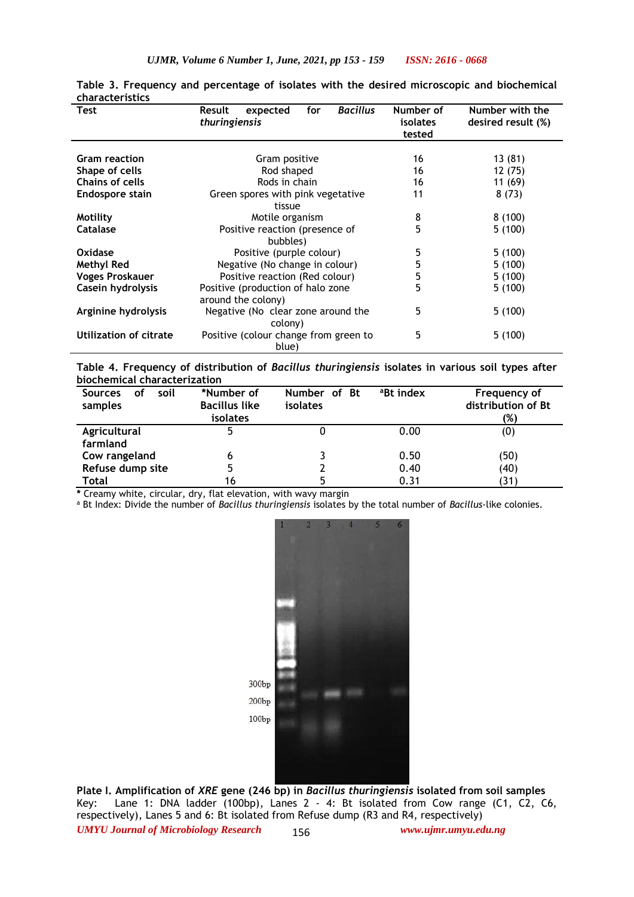**Table 3. Frequency and percentage of isolates with the desired microscopic and biochemical characteristics**

| Test | Result expected for *Bacillus thuringiensis* | Number of isolates tested | Number with the desired result (%) |
|---|---|---|---|
| **Gram reaction** | Gram positive | 16 | 13 (81) |
| **Shape of cells** | Rod shaped | 16 | 12 (75) |
| **Chains of cells** | Rods in chain | 16 | 11 (69) |
| **Endospore stain** | Green spores with pink vegetative tissue | 11 | 8 (73) |
| **Motility** | Motile organism | 8 | 8 (100) |
| **Catalase** | Positive reaction (presence of bubbles) | 5 | 5 (100) |
| **Oxidase** | Positive (purple colour) | 5 | 5 (100) |
| **Methyl Red** | Negative (No change in colour) | 5 | 5 (100) |
| **Voges Proskauer** | Positive reaction (Red colour) | 5 | 5 (100) |
| **Casein hydrolysis** | Positive (production of halo zone around the colony) | 5 | 5 (100) |
| **Arginine hydrolysis** | Negative (No clear zone around the colony) | 5 | 5 (100) |
| **Utilization of citrate** | Positive (colour change from green to blue) | 5 | 5 (100) |

**Table 4. Frequency of distribution of *Bacillus thuringiensis* isolates in various soil types after biochemical characterization**

| Sources of soil samples | *Number of Bacillus like isolates | Number of Bt isolates | [a]Bt index | Frequency of distribution of Bt (%) |
|---|---|---|---|---|
| **Agricultural farmland** | 5 | 0 | 0.00 | (0) |
| **Cow rangeland** | 6 | 3 | 0.50 | (50) |
| **Refuse dump site** | 5 | 2 | 0.40 | (40) |
| **Total** | 16 | 5 | 0.31 | (31) |

**\*** Creamy white, circular, dry, flat elevation, with wavy margin
[a] Bt Index: Divide the number of *Bacillus thuringiensis* isolates by the total number of *Bacillus*-like colonies.

**Plate I. Amplification of *XRE* gene (246 bp) in *Bacillus thuringiensis* isolated from soil samples**
Key: Lane 1: DNA ladder (100bp), Lanes 2 - 4: Bt isolated from Cow range (C1, C2, C6, respectively), Lanes 5 and 6: Bt isolated from Refuse dump (R3 and R4, respectively)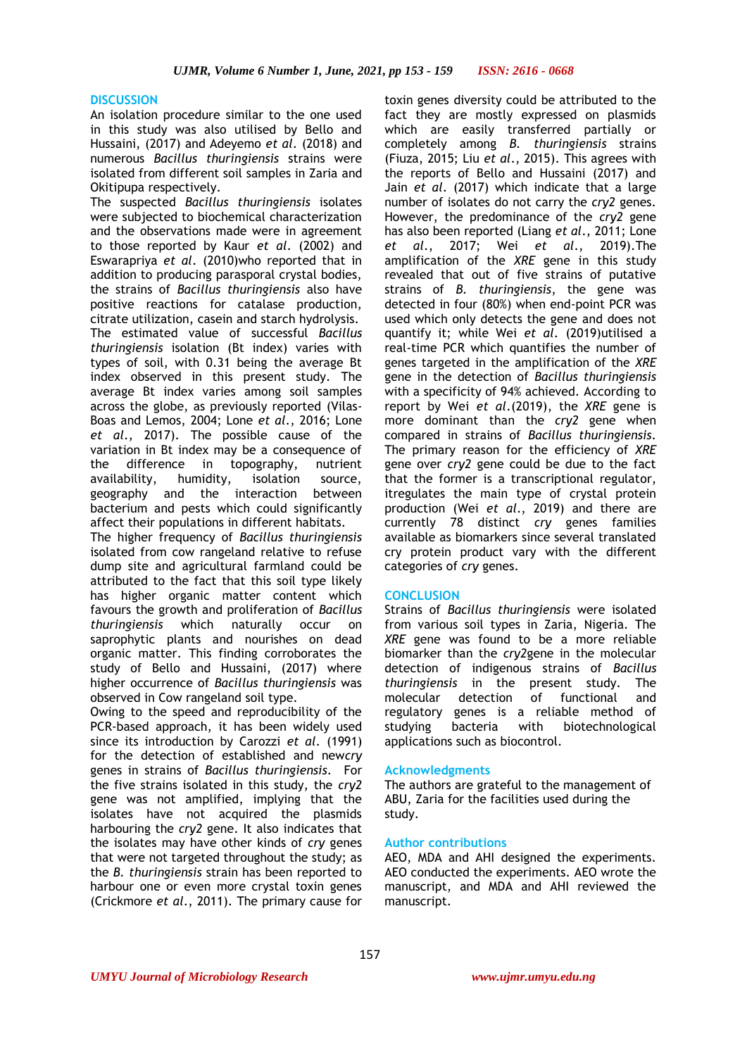## DISCUSSION

An isolation procedure similar to the one used in this study was also utilised by Bello and Hussaini, (2017) and Adeyemo *et al*. (2018) and numerous *Bacillus thuringiensis* strains were isolated from different soil samples in Zaria and Okitipupa respectively.

The suspected *Bacillus thuringiensis* isolates were subjected to biochemical characterization and the observations made were in agreement to those reported by Kaur *et al*. (2002) and Eswarapriya *et al*. (2010)who reported that in addition to producing parasporal crystal bodies, the strains of *Bacillus thuringiensis* also have positive reactions for catalase production, citrate utilization, casein and starch hydrolysis.

The estimated value of successful *Bacillus thuringiensis* isolation (Bt index) varies with types of soil, with 0.31 being the average Bt index observed in this present study. The average Bt index varies among soil samples across the globe, as previously reported (Vilas-Boas and Lemos, 2004; Lone *et al*., 2016; Lone *et al*., 2017). The possible cause of the variation in Bt index may be a consequence of the difference in topography, nutrient availability, humidity, isolation source, geography and the interaction between bacterium and pests which could significantly affect their populations in different habitats.

The higher frequency of *Bacillus thuringiensis* isolated from cow rangeland relative to refuse dump site and agricultural farmland could be attributed to the fact that this soil type likely has higher organic matter content which favours the growth and proliferation of *Bacillus thuringiensis* which naturally occur on saprophytic plants and nourishes on dead organic matter. This finding corroborates the study of Bello and Hussaini, (2017) where higher occurrence of *Bacillus thuringiensis* was observed in Cow rangeland soil type.

Owing to the speed and reproducibility of the PCR-based approach, it has been widely used since its introduction by Carozzi *et al*. (1991) for the detection of established and new*cry* genes in strains of *Bacillus thuringiensis*. For the five strains isolated in this study, the *cry2* gene was not amplified, implying that the isolates have not acquired the plasmids harbouring the *cry2* gene. It also indicates that the isolates may have other kinds of *cry* genes that were not targeted throughout the study; as the *B. thuringiensis* strain has been reported to harbour one or even more crystal toxin genes (Crickmore *et al*., 2011). The primary cause for toxin genes diversity could be attributed to the fact they are mostly expressed on plasmids which are easily transferred partially or completely among *B. thuringiensis* strains (Fiuza, 2015; Liu *et al*., 2015). This agrees with the reports of Bello and Hussaini (2017) and Jain *et al*. (2017) which indicate that a large number of isolates do not carry the *cry2* genes. However, the predominance of the *cry2* gene has also been reported (Liang *et al*., 2011; Lone *et al*., 2017; Wei *et al*., 2019).The amplification of the *XRE* gene in this study revealed that out of five strains of putative strains of *B. thuringiensis*, the gene was detected in four (80%) when end-point PCR was used which only detects the gene and does not quantify it; while Wei *et al*. (2019)utilised a real-time PCR which quantifies the number of genes targeted in the amplification of the *XRE* gene in the detection of *Bacillus thuringiensis* with a specificity of 94% achieved. According to report by Wei *et al*.(2019), the *XRE* gene is more dominant than the *cry2* gene when compared in strains of *Bacillus thuringiensis*. The primary reason for the efficiency of *XRE* gene over *cry2* gene could be due to the fact that the former is a transcriptional regulator, itregulates the main type of crystal protein production (Wei *et al*., 2019) and there are currently 78 distinct *cry* genes families available as biomarkers since several translated cry protein product vary with the different categories of *cry* genes.

## CONCLUSION

Strains of *Bacillus thuringiensis* were isolated from various soil types in Zaria, Nigeria. The *XRE* gene was found to be a more reliable biomarker than the *cry2*gene in the molecular detection of indigenous strains of *Bacillus thuringiensis* in the present study. The molecular detection of functional and regulatory genes is a reliable method of studying bacteria with biotechnological applications such as biocontrol.

## Acknowledgments

The authors are grateful to the management of ABU, Zaria for the facilities used during the study.

## Author contributions

AEO, MDA and AHI designed the experiments. AEO conducted the experiments. AEO wrote the manuscript, and MDA and AHI reviewed the manuscript.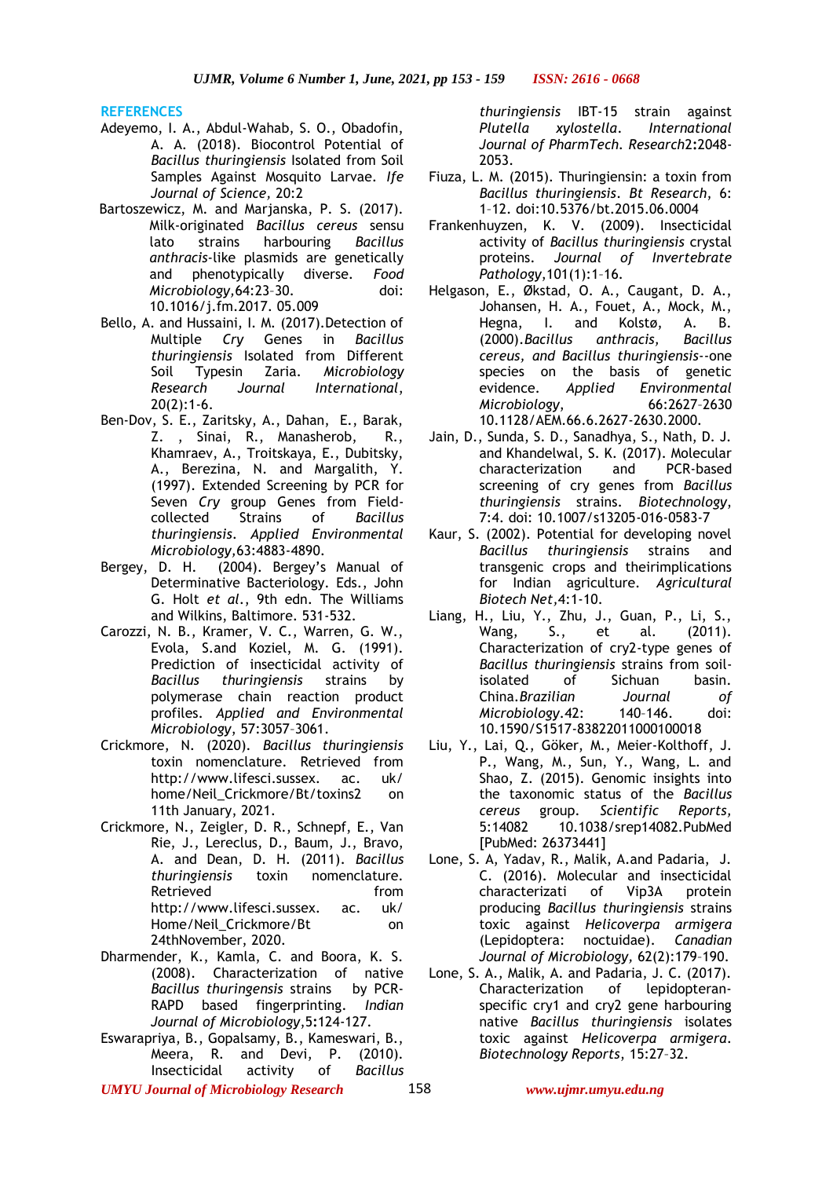## REFERENCES

Adeyemo, I. A., Abdul-Wahab, S. O., Obadofin, A. A. (2018). Biocontrol Potential of *Bacillus thuringiensis* Isolated from Soil Samples Against Mosquito Larvae. *Ife Journal of Science*, 20:2

Bartoszewicz, M. and Marjanska, P. S. (2017). Milk-originated *Bacillus cereus* sensu lato strains harbouring *Bacillus anthracis*-like plasmids are genetically and phenotypically diverse. *Food Microbiology*,64:23–30. doi: 10.1016/j.fm.2017. 05.009

Bello, A. and Hussaini, I. M. (2017).Detection of Multiple *Cry* Genes in *Bacillus thuringiensis* Isolated from Different Soil Typesin Zaria. *Microbiology Research Journal International*, 20(2):1-6.

Ben-Dov, S. E., Zaritsky, A., Dahan, E., Barak, Z. , Sinai, R., Manasherob, R., Khamraev, A., Troitskaya, E., Dubitsky, A., Berezina, N. and Margalith, Y. (1997). Extended Screening by PCR for Seven *Cry* group Genes from Field-collected Strains of *Bacillus thuringiensis*. *Applied Environmental Microbiology*,63:4883-4890.

Bergey, D. H. (2004). Bergey's Manual of Determinative Bacteriology. Eds., John G. Holt *et al.*, 9th edn. The Williams and Wilkins, Baltimore. 531-532.

Carozzi, N. B., Kramer, V. C., Warren, G. W., Evola, S.and Koziel, M. G. (1991). Prediction of insecticidal activity of *Bacillus thuringiensis* strains by polymerase chain reaction product profiles. *Applied and Environmental Microbiology*, 57:3057–3061.

Crickmore, N. (2020). *Bacillus thuringiensis* toxin nomenclature. Retrieved from http://www.lifesci.sussex. ac. uk/ home/Neil_Crickmore/Bt/toxins2 on 11th January, 2021.

Crickmore, N., Zeigler, D. R., Schnepf, E., Van Rie, J., Lereclus, D., Baum, J., Bravo, A. and Dean, D. H. (2011). *Bacillus thuringiensis* toxin nomenclature. Retrieved from http://www.lifesci.sussex. ac. uk/ Home/Neil_Crickmore/Bt on 24thNovember, 2020.

Dharmender, K., Kamla, C. and Boora, K. S. (2008). Characterization of native *Bacillus thuringensis* strains by PCR-RAPD based fingerprinting. *Indian Journal of Microbiology*,5:124-127.

Eswarapriya, B., Gopalsamy, B., Kameswari, B., Meera, R. and Devi, P. (2010). Insecticidal activity of *Bacillus thuringiensis* IBT-15 strain against *Plutella xylostella*. *International Journal of PharmTech. Research*2:2048-2053.

Fiuza, L. M. (2015). Thuringiensin: a toxin from *Bacillus thuringiensis*. *Bt Research*, 6: 1–12. doi:10.5376/bt.2015.06.0004

Frankenhuyzen, K. V. (2009). Insecticidal activity of *Bacillus thuringiensis* crystal proteins. *Journal of Invertebrate Pathology*,101(1):1–16.

Helgason, E., Økstad, O. A., Caugant, D. A., Johansen, H. A., Fouet, A., Mock, M., Hegna, I. and Kolstø, A. B. (2000).*Bacillus anthracis, Bacillus cereus, and Bacillus thuringiensis*--one species on the basis of genetic evidence. *Applied Environmental Microbiology*, 66:2627–2630 10.1128/AEM.66.6.2627-2630.2000.

Jain, D., Sunda, S. D., Sanadhya, S., Nath, D. J. and Khandelwal, S. K. (2017). Molecular characterization and PCR-based screening of cry genes from *Bacillus thuringiensis* strains. *Biotechnology*, 7:4. doi: 10.1007/s13205-016-0583-7

Kaur, S. (2002). Potential for developing novel *Bacillus thuringiensis* strains and transgenic crops and theirimplications for Indian agriculture. *Agricultural Biotech Net*,4:1-10.

Liang, H., Liu, Y., Zhu, J., Guan, P., Li, S., Wang, S., et al. (2011). Characterization of cry2-type genes of *Bacillus thuringiensis* strains from soil-isolated of Sichuan basin. China.*Brazilian Journal of Microbiology*.42: 140–146. doi: 10.1590/S1517-83822011000100018

Liu, Y., Lai, Q., Göker, M., Meier-Kolthoff, J. P., Wang, M., Sun, Y., Wang, L. and Shao, Z. (2015). Genomic insights into the taxonomic status of the *Bacillus cereus* group. *Scientific Reports,* 5:14082 10.1038/srep14082.PubMed [PubMed: 26373441]

Lone, S. A, Yadav, R., Malik, A.and Padaria, J. C. (2016). Molecular and insecticidal characterizati of Vip3A protein producing *Bacillus thuringiensis* strains toxic against *Helicoverpa armigera* (Lepidoptera: noctuidae). *Canadian Journal of Microbiology,* 62(2):179–190.

Lone, S. A., Malik, A. and Padaria, J. C. (2017). Characterization of lepidopteran-specific cry1 and cry2 gene harbouring native *Bacillus thuringiensis* isolates toxic against *Helicoverpa armigera*. *Biotechnology Reports*, 15:27–32.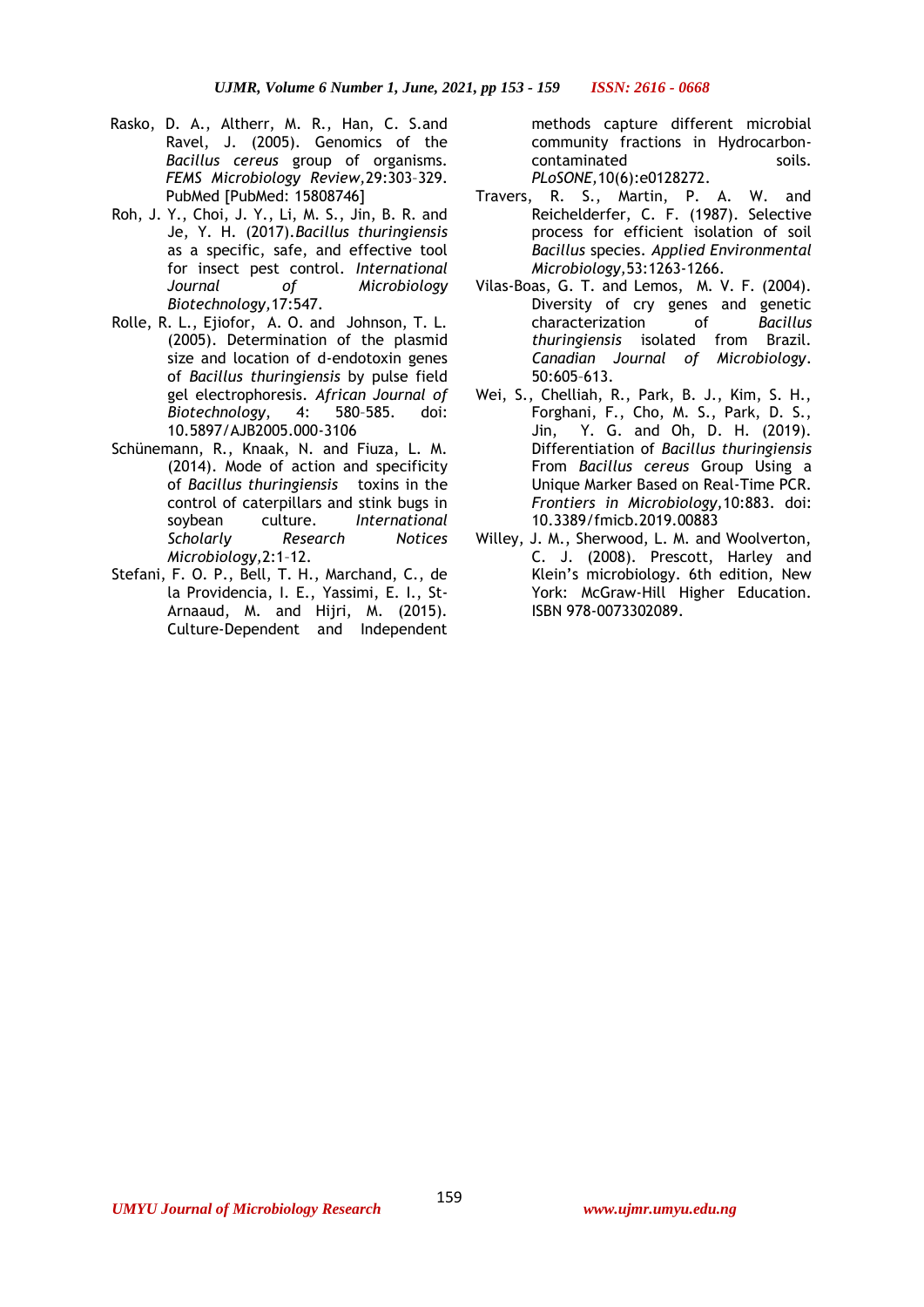Rasko, D. A., Altherr, M. R., Han, C. S.and Ravel, J. (2005). Genomics of the *Bacillus cereus* group of organisms. *FEMS Microbiology Review,*29:303–329. PubMed [PubMed: 15808746]

Roh, J. Y., Choi, J. Y., Li, M. S., Jin, B. R. and Je, Y. H. (2017).*Bacillus thuringiensis* as a specific, safe, and effective tool for insect pest control. *International Journal of Microbiology Biotechnology,*17:547.

Rolle, R. L., Ejiofor, A. O. and Johnson, T. L. (2005). Determination of the plasmid size and location of d-endotoxin genes of *Bacillus thuringiensis* by pulse field gel electrophoresis. *African Journal of Biotechnology*, 4: 580–585. doi: 10.5897/AJB2005.000-3106

Schünemann, R., Knaak, N. and Fiuza, L. M. (2014). Mode of action and specificity of *Bacillus thuringiensis* toxins in the control of caterpillars and stink bugs in soybean culture. *International Scholarly Research Notices Microbiology,*2:1–12.

Stefani, F. O. P., Bell, T. H., Marchand, C., de la Providencia, I. E., Yassimi, E. I., St-Arnaaud, M. and Hijri, M. (2015). Culture-Dependent and Independent methods capture different microbial community fractions in Hydrocarbon-contaminated soils. *PLoSONE,*10(6):e0128272.

Travers, R. S., Martin, P. A. W. and Reichelderfer, C. F. (1987). Selective process for efficient isolation of soil *Bacillus* species. *Applied Environmental Microbiology,*53:1263-1266.

Vilas-Boas, G. T. and Lemos, M. V. F. (2004). Diversity of cry genes and genetic characterization of *Bacillus thuringiensis* isolated from Brazil. *Canadian Journal of Microbiology*. 50:605–613.

Wei, S., Chelliah, R., Park, B. J., Kim, S. H., Forghani, F., Cho, M. S., Park, D. S., Jin, Y. G. and Oh, D. H. (2019). Differentiation of *Bacillus thuringiensis* From *Bacillus cereus* Group Using a Unique Marker Based on Real-Time PCR. *Frontiers in Microbiology,*10:883. doi: 10.3389/fmicb.2019.00883

Willey, J. M., Sherwood, L. M. and Woolverton, C. J. (2008). Prescott, Harley and Klein's microbiology. 6th edition, New York: McGraw-Hill Higher Education. ISBN 978-0073302089.